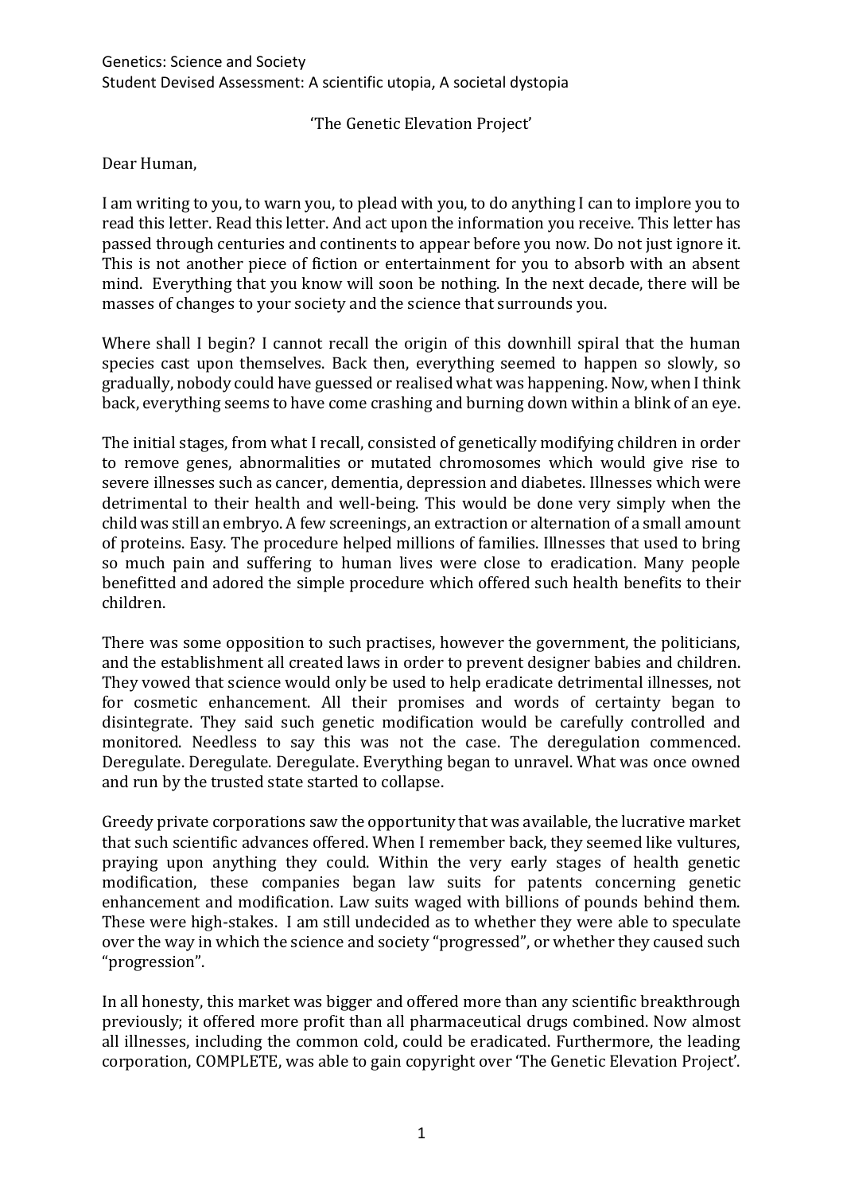Genetics: Science and Society
Student Devised Assessment: A scientific utopia, A societal dystopia

# 'The Genetic Elevation Project'

Dear Human,

I am writing to you, to warn you, to plead with you, to do anything I can to implore you to read this letter. Read this letter. And act upon the information you receive. This letter has passed through centuries and continents to appear before you now. Do not just ignore it. This is not another piece of fiction or entertainment for you to absorb with an absent mind. Everything that you know will soon be nothing. In the next decade, there will be masses of changes to your society and the science that surrounds you.

Where shall I begin? I cannot recall the origin of this downhill spiral that the human species cast upon themselves. Back then, everything seemed to happen so slowly, so gradually, nobody could have guessed or realised what was happening. Now, when I think back, everything seems to have come crashing and burning down within a blink of an eye.

The initial stages, from what I recall, consisted of genetically modifying children in order to remove genes, abnormalities or mutated chromosomes which would give rise to severe illnesses such as cancer, dementia, depression and diabetes. Illnesses which were detrimental to their health and well-being. This would be done very simply when the child was still an embryo. A few screenings, an extraction or alternation of a small amount of proteins. Easy. The procedure helped millions of families. Illnesses that used to bring so much pain and suffering to human lives were close to eradication. Many people benefitted and adored the simple procedure which offered such health benefits to their children.

There was some opposition to such practises, however the government, the politicians, and the establishment all created laws in order to prevent designer babies and children. They vowed that science would only be used to help eradicate detrimental illnesses, not for cosmetic enhancement. All their promises and words of certainty began to disintegrate. They said such genetic modification would be carefully controlled and monitored. Needless to say this was not the case. The deregulation commenced. Deregulate. Deregulate. Deregulate. Everything began to unravel. What was once owned and run by the trusted state started to collapse.

Greedy private corporations saw the opportunity that was available, the lucrative market that such scientific advances offered. When I remember back, they seemed like vultures, praying upon anything they could. Within the very early stages of health genetic modification, these companies began law suits for patents concerning genetic enhancement and modification. Law suits waged with billions of pounds behind them. These were high-stakes. I am still undecided as to whether they were able to speculate over the way in which the science and society "progressed", or whether they caused such "progression".

In all honesty, this market was bigger and offered more than any scientific breakthrough previously; it offered more profit than all pharmaceutical drugs combined. Now almost all illnesses, including the common cold, could be eradicated. Furthermore, the leading corporation, COMPLETE, was able to gain copyright over 'The Genetic Elevation Project'.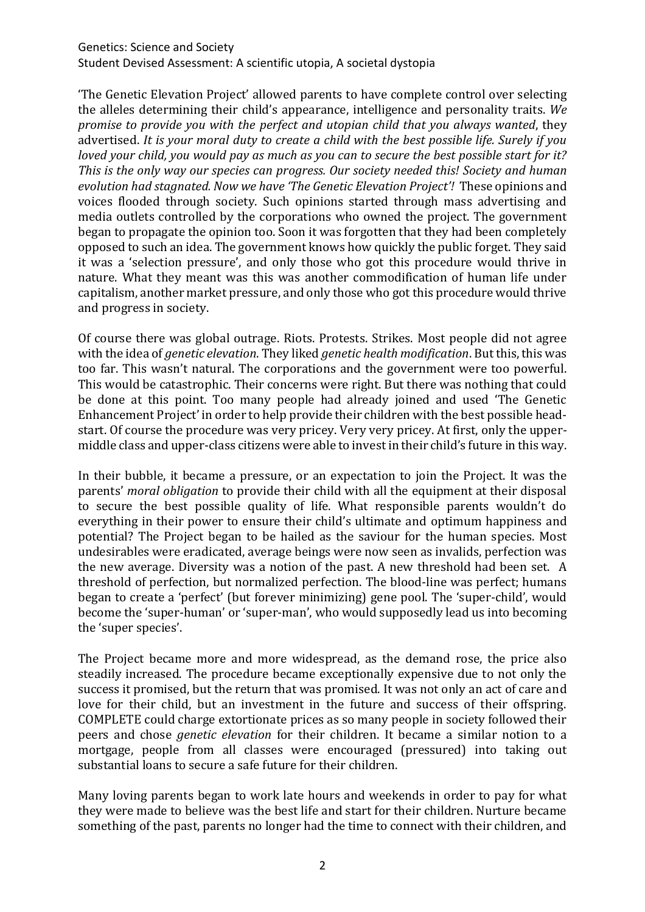'The Genetic Elevation Project' allowed parents to have complete control over selecting the alleles determining their child's appearance, intelligence and personality traits. *We promise to provide you with the perfect and utopian child that you always wanted*, they advertised. *It is your moral duty to create a child with the best possible life. Surely if you loved your child, you would pay as much as you can to secure the best possible start for it? This is the only way our species can progress. Our society needed this! Society and human evolution had stagnated. Now we have 'The Genetic Elevation Project'!* These opinions and voices flooded through society. Such opinions started through mass advertising and media outlets controlled by the corporations who owned the project. The government began to propagate the opinion too. Soon it was forgotten that they had been completely opposed to such an idea. The government knows how quickly the public forget. They said it was a 'selection pressure', and only those who got this procedure would thrive in nature. What they meant was this was another commodification of human life under capitalism, another market pressure, and only those who got this procedure would thrive and progress in society.

Of course there was global outrage. Riots. Protests. Strikes. Most people did not agree with the idea of *genetic elevation*. They liked *genetic health modification*. But this, this was too far. This wasn't natural. The corporations and the government were too powerful. This would be catastrophic. Their concerns were right. But there was nothing that could be done at this point. Too many people had already joined and used 'The Genetic Enhancement Project' in order to help provide their children with the best possible head-start. Of course the procedure was very pricey. Very very pricey. At first, only the upper-middle class and upper-class citizens were able to invest in their child's future in this way.

In their bubble, it became a pressure, or an expectation to join the Project. It was the parents' *moral obligation* to provide their child with all the equipment at their disposal to secure the best possible quality of life. What responsible parents wouldn't do everything in their power to ensure their child's ultimate and optimum happiness and potential? The Project began to be hailed as the saviour for the human species. Most undesirables were eradicated, average beings were now seen as invalids, perfection was the new average. Diversity was a notion of the past. A new threshold had been set. A threshold of perfection, but normalized perfection. The blood-line was perfect; humans began to create a 'perfect' (but forever minimizing) gene pool. The 'super-child', would become the 'super-human' or 'super-man', who would supposedly lead us into becoming the 'super species'.

The Project became more and more widespread, as the demand rose, the price also steadily increased. The procedure became exceptionally expensive due to not only the success it promised, but the return that was promised. It was not only an act of care and love for their child, but an investment in the future and success of their offspring. COMPLETE could charge extortionate prices as so many people in society followed their peers and chose *genetic elevation* for their children. It became a similar notion to a mortgage, people from all classes were encouraged (pressured) into taking out substantial loans to secure a safe future for their children.

Many loving parents began to work late hours and weekends in order to pay for what they were made to believe was the best life and start for their children. Nurture became something of the past, parents no longer had the time to connect with their children, and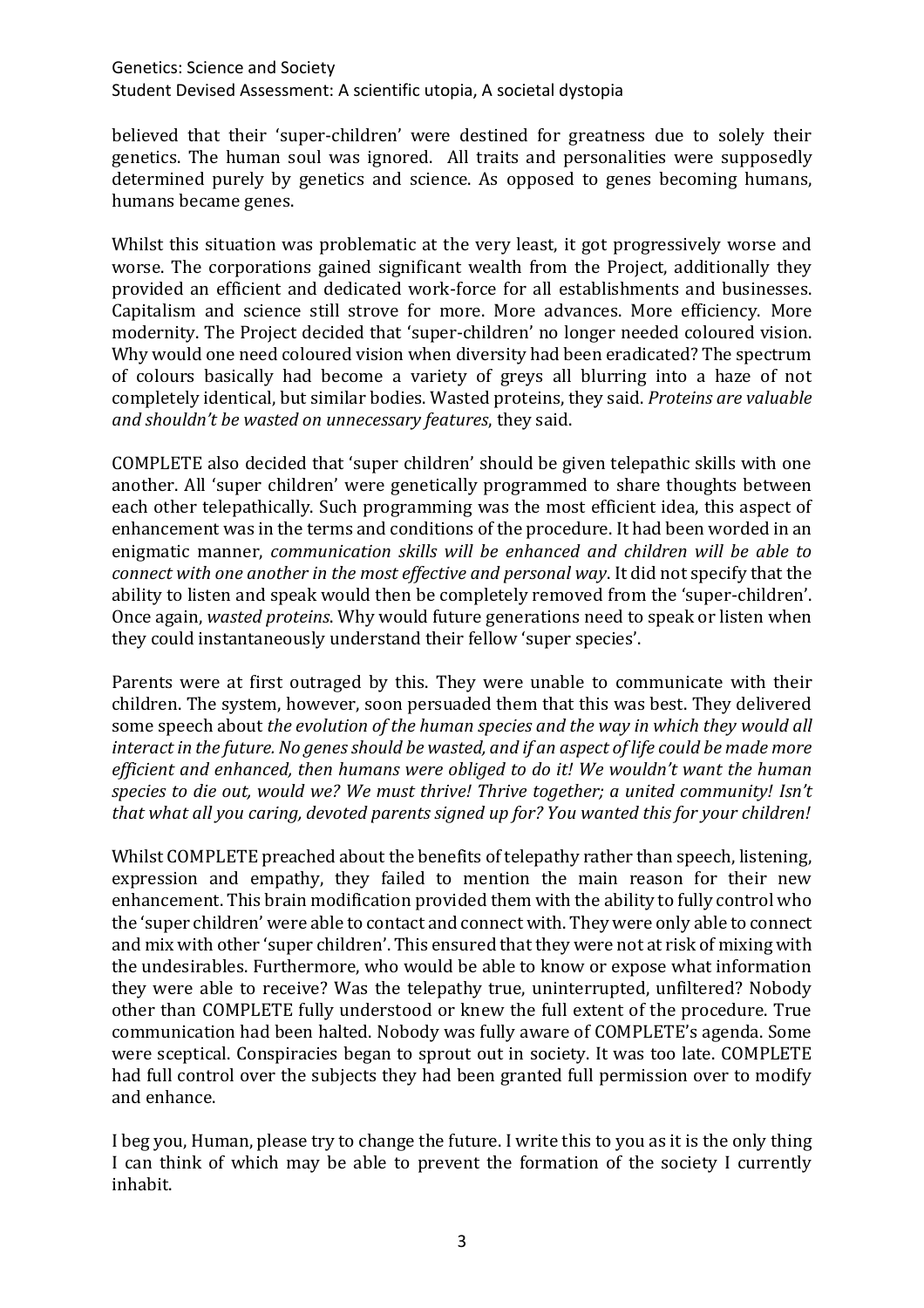believed that their 'super-children' were destined for greatness due to solely their genetics. The human soul was ignored. All traits and personalities were supposedly determined purely by genetics and science. As opposed to genes becoming humans, humans became genes.

Whilst this situation was problematic at the very least, it got progressively worse and worse. The corporations gained significant wealth from the Project, additionally they provided an efficient and dedicated work-force for all establishments and businesses. Capitalism and science still strove for more. More advances. More efficiency. More modernity. The Project decided that 'super-children' no longer needed coloured vision. Why would one need coloured vision when diversity had been eradicated? The spectrum of colours basically had become a variety of greys all blurring into a haze of not completely identical, but similar bodies. Wasted proteins, they said. *Proteins are valuable and shouldn't be wasted on unnecessary features*, they said.

COMPLETE also decided that 'super children' should be given telepathic skills with one another. All 'super children' were genetically programmed to share thoughts between each other telepathically. Such programming was the most efficient idea, this aspect of enhancement was in the terms and conditions of the procedure. It had been worded in an enigmatic manner, *communication skills will be enhanced and children will be able to connect with one another in the most effective and personal way*. It did not specify that the ability to listen and speak would then be completely removed from the 'super-children'. Once again, *wasted proteins*. Why would future generations need to speak or listen when they could instantaneously understand their fellow 'super species'.

Parents were at first outraged by this. They were unable to communicate with their children. The system, however, soon persuaded them that this was best. They delivered some speech about *the evolution of the human species and the way in which they would all interact in the future. No genes should be wasted, and if an aspect of life could be made more efficient and enhanced, then humans were obliged to do it! We wouldn't want the human species to die out, would we? We must thrive! Thrive together; a united community! Isn't that what all you caring, devoted parents signed up for? You wanted this for your children!*

Whilst COMPLETE preached about the benefits of telepathy rather than speech, listening, expression and empathy, they failed to mention the main reason for their new enhancement. This brain modification provided them with the ability to fully control who the 'super children' were able to contact and connect with. They were only able to connect and mix with other 'super children'. This ensured that they were not at risk of mixing with the undesirables. Furthermore, who would be able to know or expose what information they were able to receive? Was the telepathy true, uninterrupted, unfiltered? Nobody other than COMPLETE fully understood or knew the full extent of the procedure. True communication had been halted. Nobody was fully aware of COMPLETE's agenda. Some were sceptical. Conspiracies began to sprout out in society. It was too late. COMPLETE had full control over the subjects they had been granted full permission over to modify and enhance.

I beg you, Human, please try to change the future. I write this to you as it is the only thing I can think of which may be able to prevent the formation of the society I currently inhabit.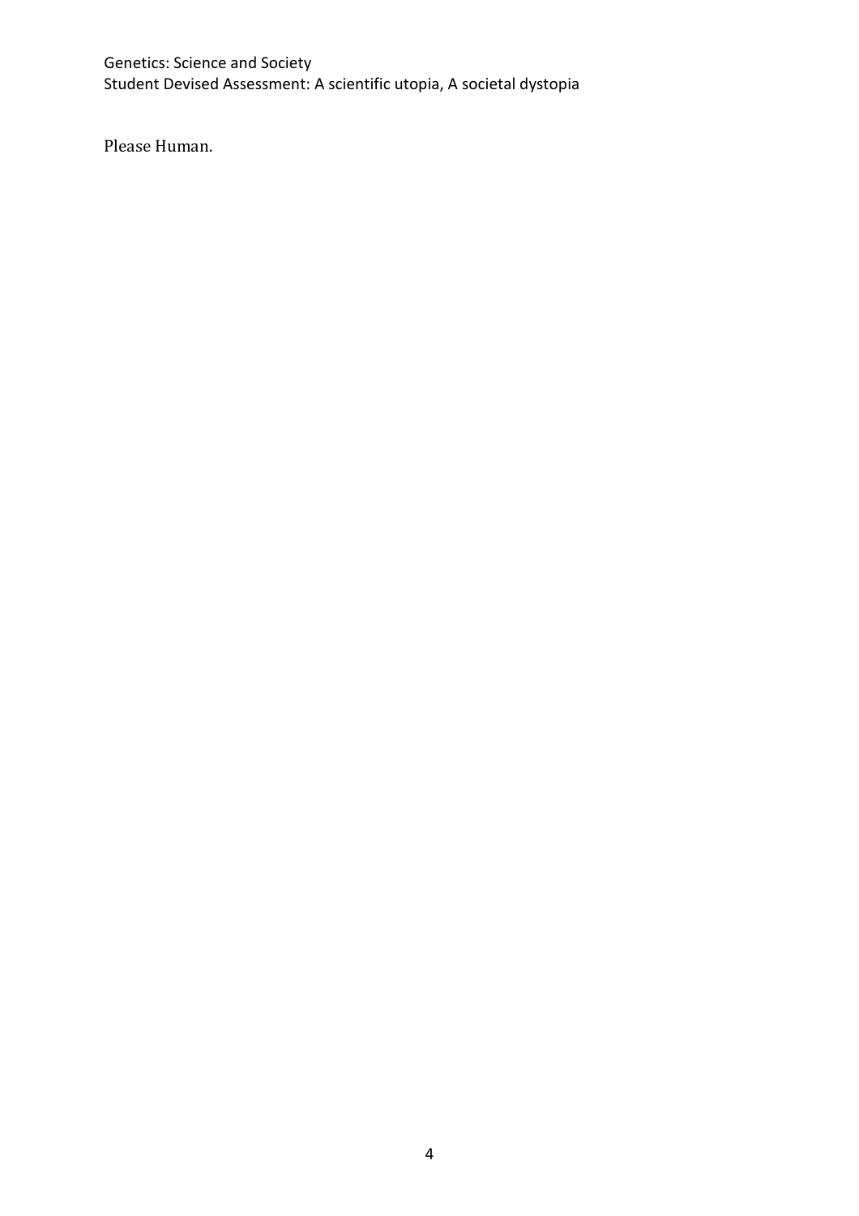Please Human.